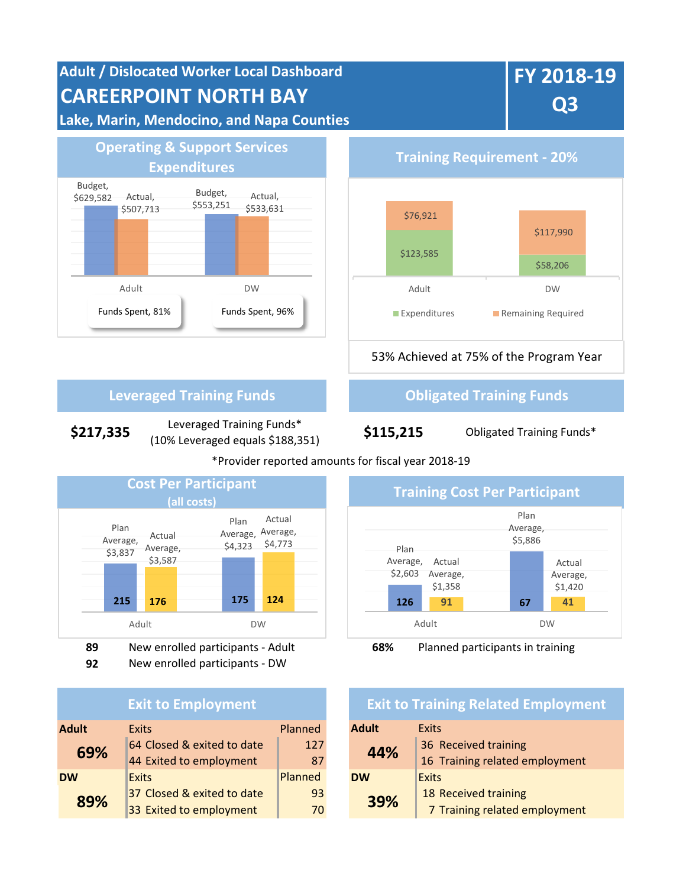# Adult / Dislocated Worker Local Dashboard

# CAREERPOINT NORTH BAY

**Lake, Marin, Mendocino, and Napa Counties**

**FY 2018-19 Q3**

## Operating & Support Services Expenditures

| | Budget | Actual | Funds Spent |
|---|---|---|---|
| Adult | $629,582 | $507,713 | 81% |
| DW | $553,251 | $533,631 | 96% |

## Training Requirement - 20%

| | Expenditures | Remaining Required |
|---|---|---|
| Adult | $123,585 | $76,921 |
| DW | $58,206 | $117,990 |

53% Achieved at 75% of the Program Year

## Leveraged Training Funds

**$217,335** Leveraged Training Funds* (10% Leveraged equals $188,351)

## Obligated Training Funds

**$115,215** Obligated Training Funds*

*Provider reported amounts for fiscal year 2018-19

## Cost Per Participant (all costs)

| | Plan Average | Plan Participants | Actual Average | Actual Participants |
|---|---|---|---|---|
| Adult | $3,837 | 215 | $3,587 | 176 |
| DW | $4,323 | 175 | $4,773 | 124 |

**89** New enrolled participants - Adult

**92** New enrolled participants - DW

## Training Cost Per Participant

| | Plan Average | Plan Participants | Actual Average | Actual Participants |
|---|---|---|---|---|
| Adult | $2,603 | 126 | $1,358 | 91 |
| DW | $5,886 | 67 | $1,420 | 41 |

**68%** Planned participants in training

## Exit to Employment

| | Exits | Planned |
|---|---|---|
| **Adult** | | |
| **69%** | 64 Closed & exited to date | 127 |
| | 44 Exited to employment | 87 |
| **DW** | | |
| **89%** | 37 Closed & exited to date | 93 |
| | 33 Exited to employment | 70 |

## Exit to Training Related Employment

| | Exits |
|---|---|
| **Adult** | |
| **44%** | 36 Received training |
| | 16 Training related employment |
| **DW** | |
| **39%** | 18 Received training |
| | 7 Training related employment |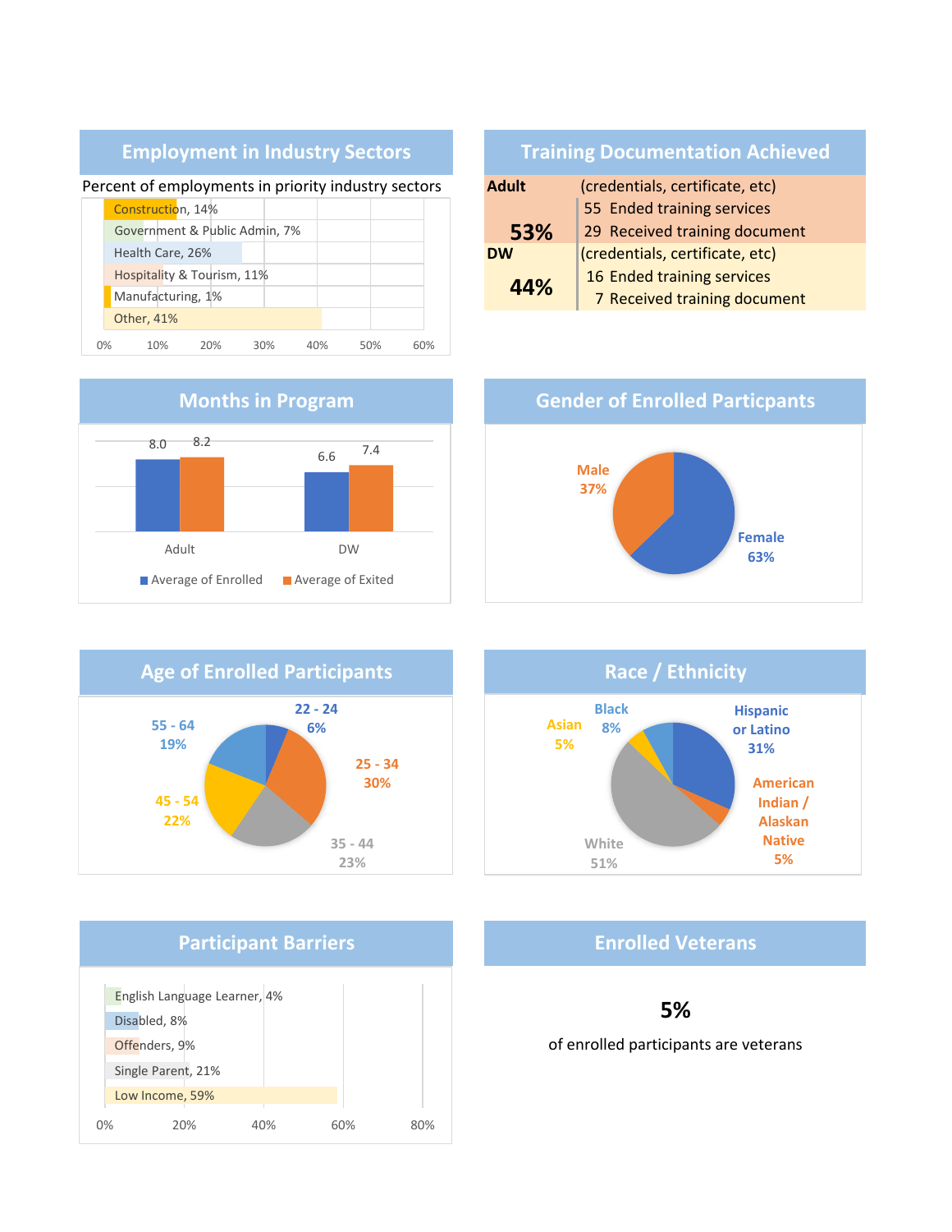## Employment in Industry Sectors

Percent of employments in priority industry sectors

Construction, 14%
Government & Public Admin, 7%
Health Care, 26%
Hospitality & Tourism, 11%
Manufacturing, 1%
Other, 41%

0% 10% 20% 30% 40% 50% 60%

## Training Documentation Achieved

**Adult** (credentials, certificate, etc)

**53%**
55 Ended training services
29 Received training document

**DW** (credentials, certificate, etc)

**44%**
16 Ended training services
7 Received training document

## Months in Program

8.0 8.2
6.6 7.4

Adult DW

Average of Enrolled Average of Exited

## Gender of Enrolled Particpants

Male 37%

Female 63%

## Age of Enrolled Participants

22 - 24 6%
25 - 34 30%
35 - 44 23%
45 - 54 22%
55 - 64 19%

## Race / Ethnicity

Hispanic or Latino 31%
American Indian / Alaskan Native 5%
White 51%
Asian 5%
Black 8%

## Participant Barriers

English Language Learner, 4%
Disabled, 8%
Offenders, 9%
Single Parent, 21%
Low Income, 59%

0% 20% 40% 60% 80%

## Enrolled Veterans

**5%**

of enrolled participants are veterans